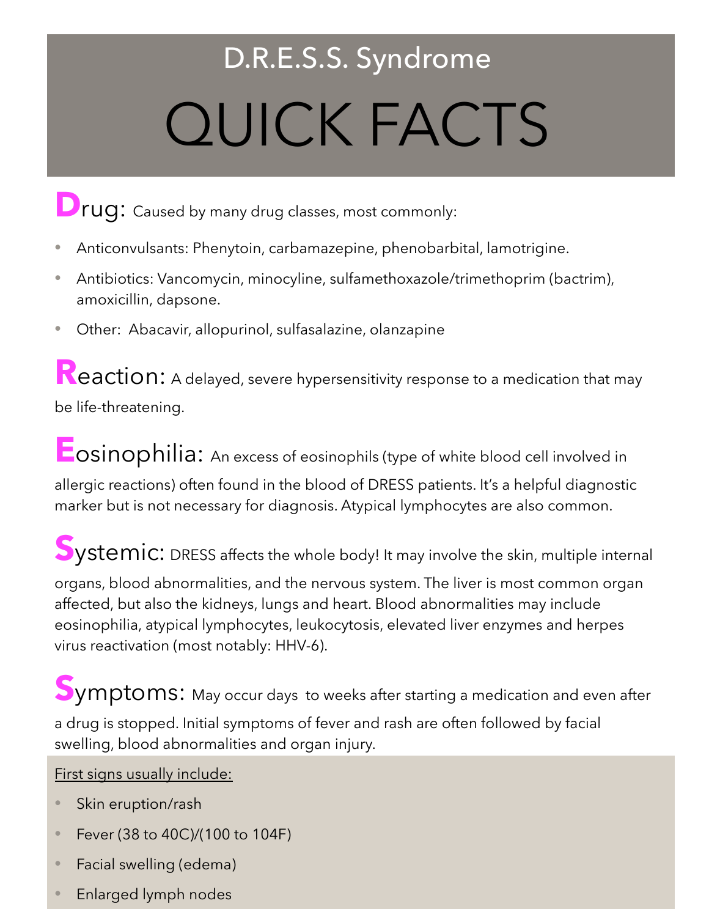# D.R.E.S.S. Syndrome

# QUICK FACTS

**D**rug: Caused by many drug classes, most commonly:

- Anticonvulsants: Phenytoin, carbamazepine, phenobarbital, lamotrigine.
- Antibiotics: Vancomycin, minocyline, sulfamethoxazole/trimethoprim (bactrim), amoxicillin, dapsone.
- Other: Abacavir, allopurinol, sulfasalazine, olanzapine

**R**eaction: A delayed, severe hypersensitivity response to a medication that may be life-threatening.

**E**osinophilia: An excess of eosinophils (type of white blood cell involved in allergic reactions) often found in the blood of DRESS patients. It's a helpful diagnostic marker but is not necessary for diagnosis. Atypical lymphocytes are also common.

**S**ystemic: DRESS affects the whole body! It may involve the skin, multiple internal organs, blood abnormalities, and the nervous system. The liver is most common organ affected, but also the kidneys, lungs and heart. Blood abnormalities may include eosinophilia, atypical lymphocytes, leukocytosis, elevated liver enzymes and herpes virus reactivation (most notably: HHV-6).

**S**ymptoms: May occur days to weeks after starting a medication and even after a drug is stopped. Initial symptoms of fever and rash are often followed by facial swelling, blood abnormalities and organ injury.

First signs usually include:

- Skin eruption/rash
- Fever (38 to 40C)/(100 to 104F)
- Facial swelling (edema)
- Enlarged lymph nodes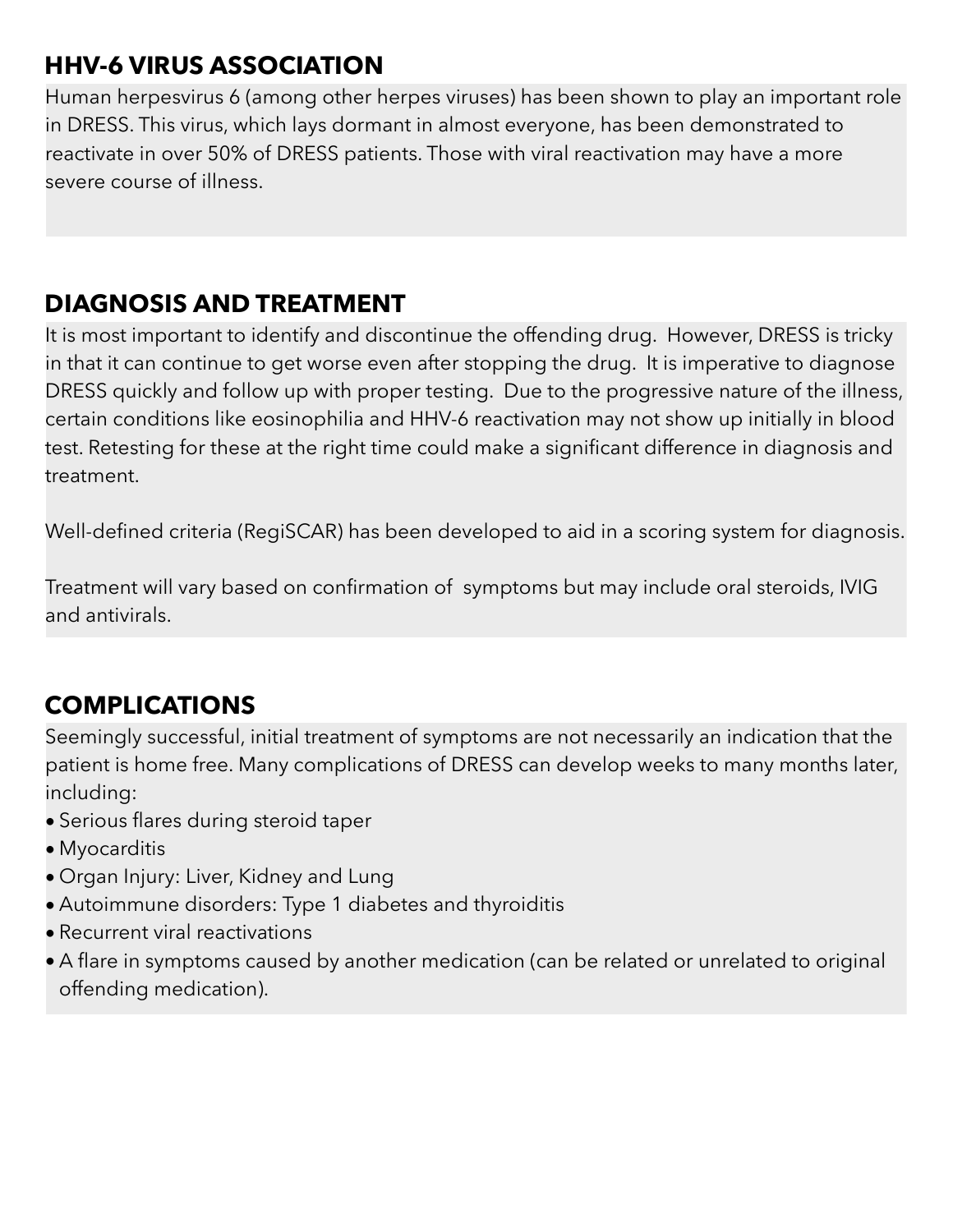## HHV-6 VIRUS ASSOCIATION

Human herpesvirus 6 (among other herpes viruses) has been shown to play an important role in DRESS. This virus, which lays dormant in almost everyone, has been demonstrated to reactivate in over 50% of DRESS patients. Those with viral reactivation may have a more severe course of illness.

## DIAGNOSIS AND TREATMENT

It is most important to identify and discontinue the offending drug. However, DRESS is tricky in that it can continue to get worse even after stopping the drug. It is imperative to diagnose DRESS quickly and follow up with proper testing. Due to the progressive nature of the illness, certain conditions like eosinophilia and HHV-6 reactivation may not show up initially in blood test. Retesting for these at the right time could make a significant difference in diagnosis and treatment.

Well-defined criteria (RegiSCAR) has been developed to aid in a scoring system for diagnosis.

Treatment will vary based on confirmation of symptoms but may include oral steroids, IVIG and antivirals.

## COMPLICATIONS

Seemingly successful, initial treatment of symptoms are not necessarily an indication that the patient is home free. Many complications of DRESS can develop weeks to many months later, including:

- Serious flares during steroid taper
- Myocarditis
- Organ Injury: Liver, Kidney and Lung
- Autoimmune disorders: Type 1 diabetes and thyroiditis
- Recurrent viral reactivations
- A flare in symptoms caused by another medication (can be related or unrelated to original offending medication).